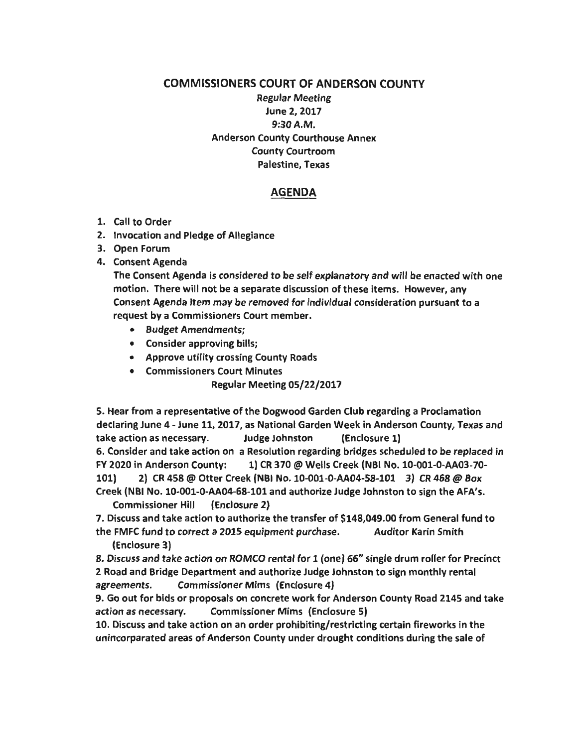# COMMISSIONERS COURT OF ANDERSON COUNTY

Regular Meeting
June 2, 2017
9:30 A.M.
Anderson County Courthouse Annex
County Courtroom
Palestine, Texas

## AGENDA

1. Call to Order
2. Invocation and Pledge of Allegiance
3. Open Forum
4. Consent Agenda

   The Consent Agenda is considered to be self explanatory and will be enacted with one motion. There will not be a separate discussion of these items. However, any Consent Agenda item may be removed for individual consideration pursuant to a request by a Commissioners Court member.

   - Budget Amendments;
   - Consider approving bills;
   - Approve utility crossing County Roads
   - Commissioners Court Minutes

     Regular Meeting 05/22/2017

5. Hear from a representative of the Dogwood Garden Club regarding a Proclamation declaring June 4 - June 11, 2017, as National Garden Week in Anderson County, Texas and take action as necessary. Judge Johnston (Enclosure 1)

6. Consider and take action on a Resolution regarding bridges scheduled to be replaced in FY 2020 in Anderson County: 1) CR 370 @ Wells Creek (NBI No. 10-001-0-AA03-70-101) 2) CR 458 @ Otter Creek (NBI No. 10-001-0-AA04-58-101 3) CR 468 @ Box Creek (NBI No. 10-001-0-AA04-68-101 and authorize Judge Johnston to sign the AFA's. Commissioner Hill (Enclosure 2)

7. Discuss and take action to authorize the transfer of $148,049.00 from General fund to the FMFC fund to correct a 2015 equipment purchase. Auditor Karin Smith (Enclosure 3)

8. Discuss and take action on ROMCO rental for 1 (one) 66" single drum roller for Precinct 2 Road and Bridge Department and authorize Judge Johnston to sign monthly rental agreements. Commissioner Mims (Enclosure 4)

9. Go out for bids or proposals on concrete work for Anderson County Road 2145 and take action as necessary. Commissioner Mims (Enclosure 5)

10. Discuss and take action on an order prohibiting/restricting certain fireworks in the unincorparated areas of Anderson County under drought conditions during the sale of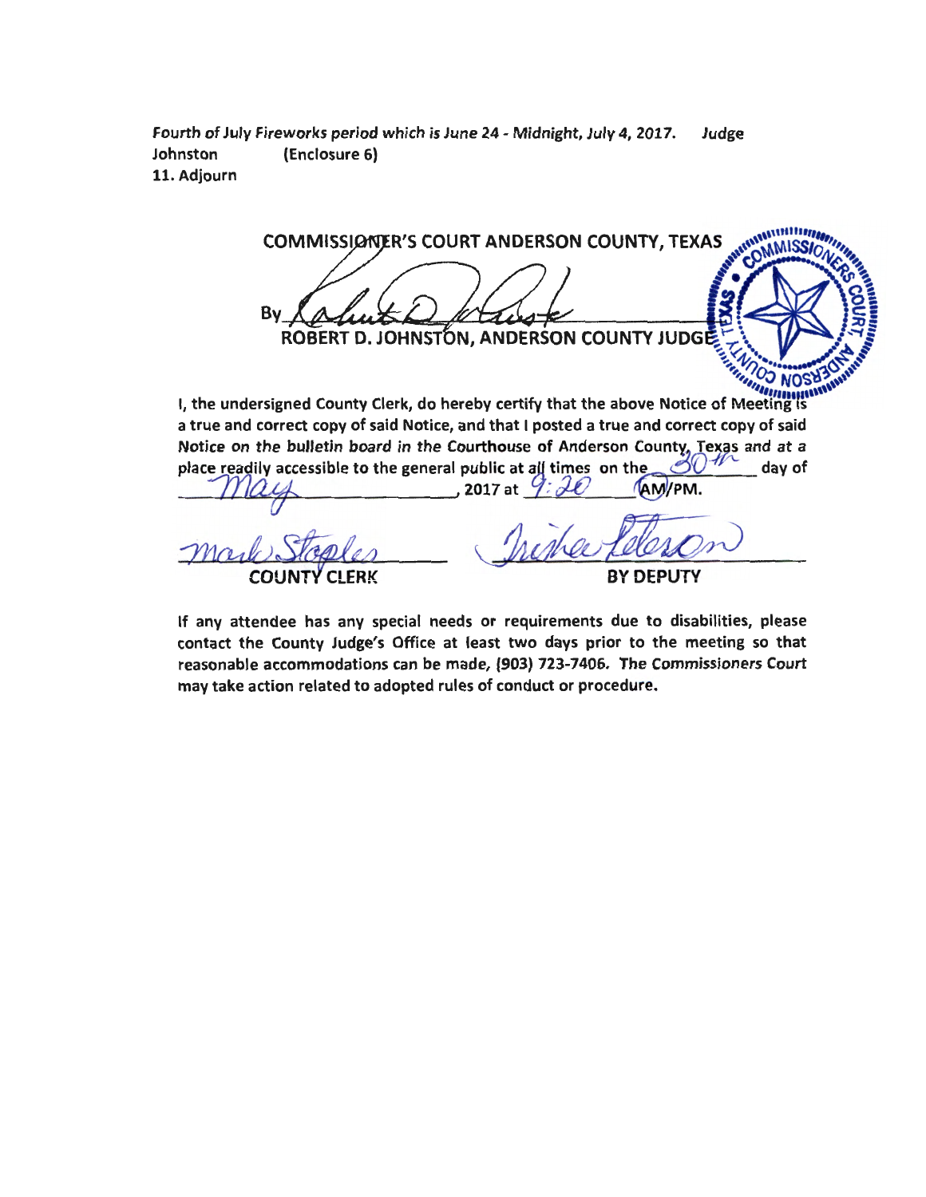*Fourth of July Fireworks period which is June 24 - Midnight, July 4, 2017.* Judge Johnston (Enclosure 6)

**11. Adjourn**

**COMMISSIONER'S COURT ANDERSON COUNTY, TEXAS**

By ______________________

**ROBERT D. JOHNSTON, ANDERSON COUNTY JUDGE**

I, the undersigned County Clerk, do hereby certify that the above Notice of Meeting is a true and correct copy of said Notice, and that I posted a true and correct copy of said Notice on the bulletin board in the Courthouse of Anderson County, Texas and at a place readily accessible to the general public at all times on the 30th day of May, 2017 at 9:20 AM/PM.

Mark Staples
**COUNTY CLERK**

Trisha Peterson
**BY DEPUTY**

**If any attendee has any special needs or requirements due to disabilities, please contact the County Judge's Office at least two days prior to the meeting so that reasonable accommodations can be made, (903) 723-7406. The Commissioners Court may take action related to adopted rules of conduct or procedure.**